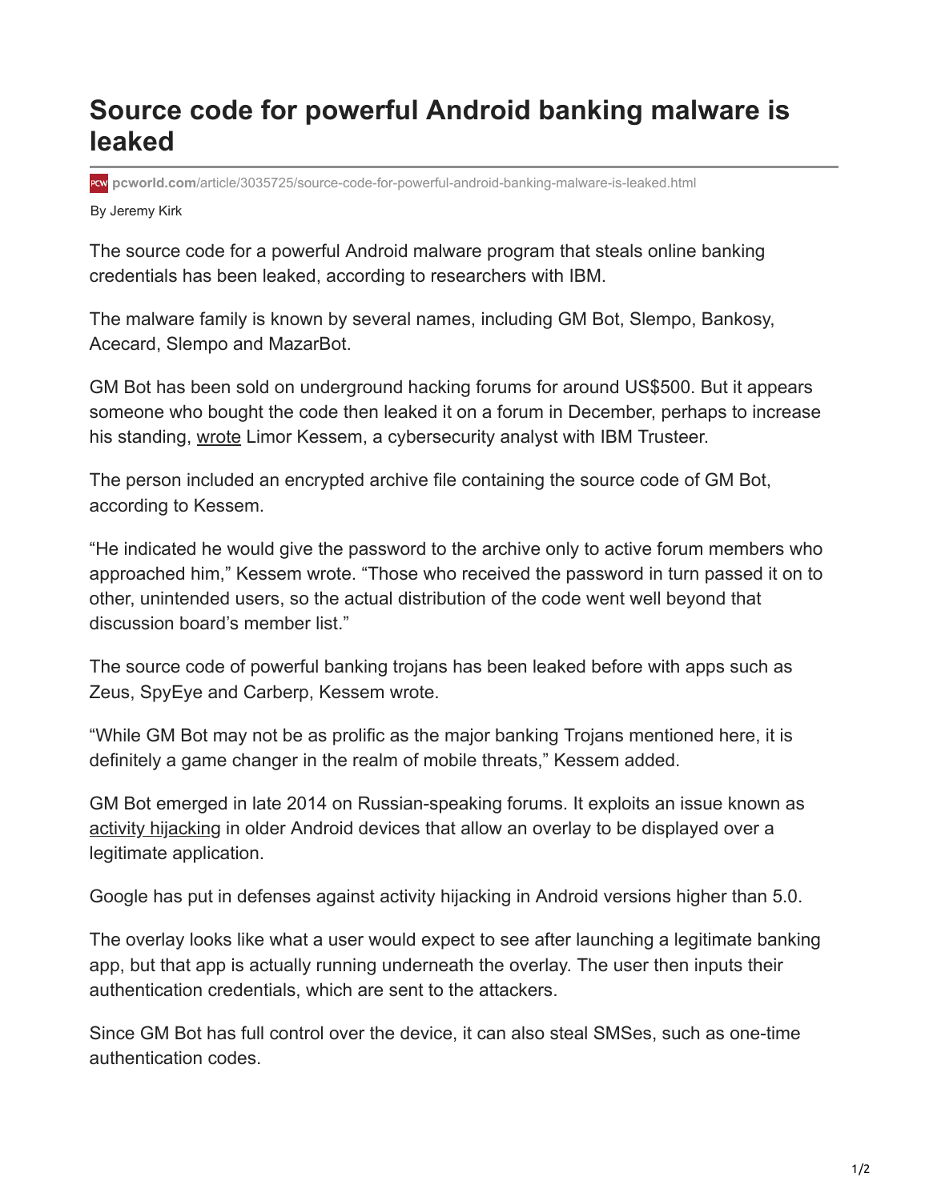# Source code for powerful Android banking malware is leaked

pcworld.com/article/3035725/source-code-for-powerful-android-banking-malware-is-leaked.html

By Jeremy Kirk

The source code for a powerful Android malware program that steals online banking credentials has been leaked, according to researchers with IBM.

The malware family is known by several names, including GM Bot, Slempo, Bankosy, Acecard, Slempo and MazarBot.

GM Bot has been sold on underground hacking forums for around US$500. But it appears someone who bought the code then leaked it on a forum in December, perhaps to increase his standing, wrote Limor Kessem, a cybersecurity analyst with IBM Trusteer.

The person included an encrypted archive file containing the source code of GM Bot, according to Kessem.

"He indicated he would give the password to the archive only to active forum members who approached him," Kessem wrote. "Those who received the password in turn passed it on to other, unintended users, so the actual distribution of the code went well beyond that discussion board's member list."

The source code of powerful banking trojans has been leaked before with apps such as Zeus, SpyEye and Carberp, Kessem wrote.

"While GM Bot may not be as prolific as the major banking Trojans mentioned here, it is definitely a game changer in the realm of mobile threats," Kessem added.

GM Bot emerged in late 2014 on Russian-speaking forums. It exploits an issue known as activity hijacking in older Android devices that allow an overlay to be displayed over a legitimate application.

Google has put in defenses against activity hijacking in Android versions higher than 5.0.

The overlay looks like what a user would expect to see after launching a legitimate banking app, but that app is actually running underneath the overlay. The user then inputs their authentication credentials, which are sent to the attackers.

Since GM Bot has full control over the device, it can also steal SMSes, such as one-time authentication codes.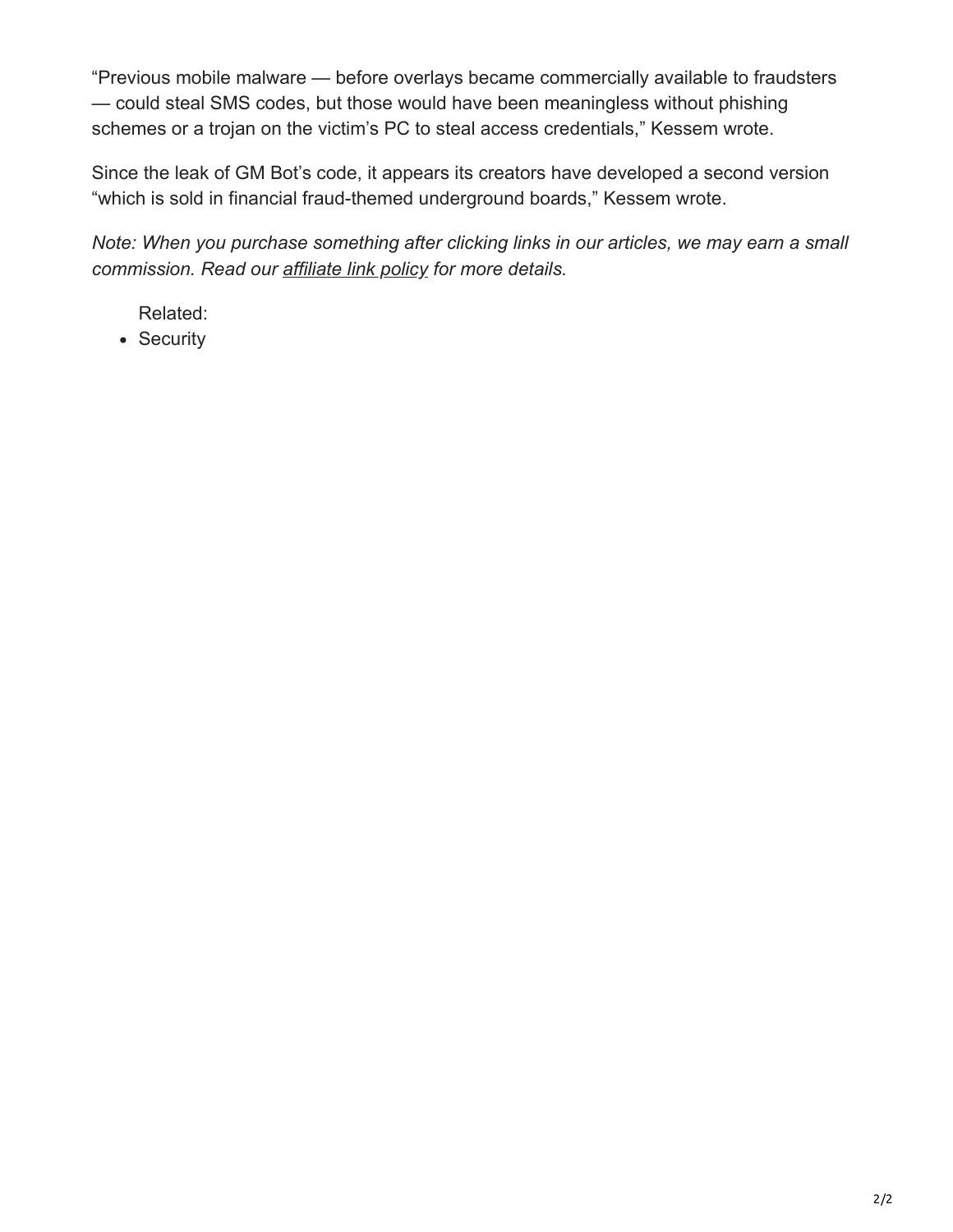“Previous mobile malware — before overlays became commercially available to fraudsters — could steal SMS codes, but those would have been meaningless without phishing schemes or a trojan on the victim’s PC to steal access credentials,” Kessem wrote.

Since the leak of GM Bot’s code, it appears its creators have developed a second version “which is sold in financial fraud-themed underground boards,” Kessem wrote.

*Note: When you purchase something after clicking links in our articles, we may earn a small commission. Read our affiliate link policy for more details.*

Related:

- Security